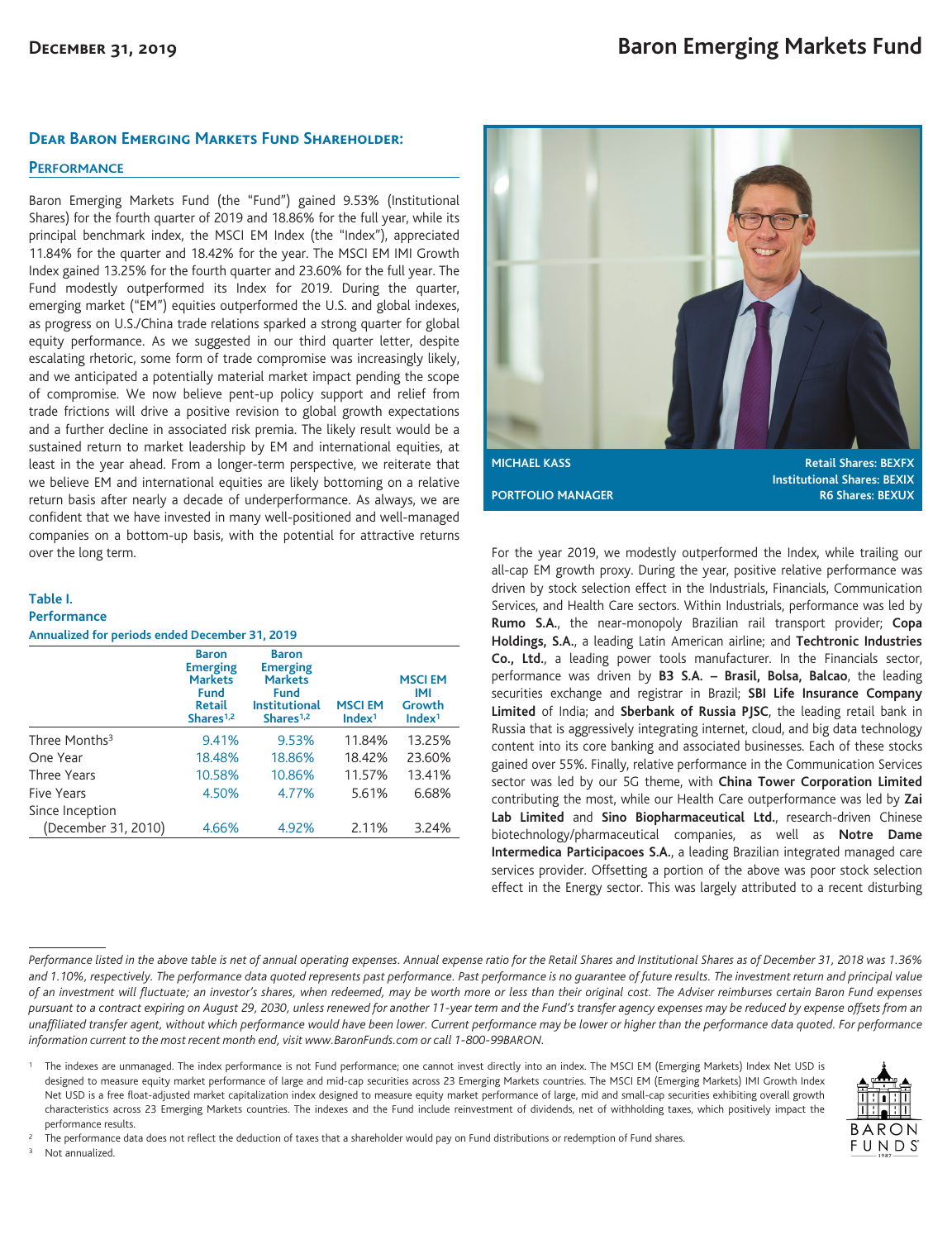December 31, 2019

# Baron Emerging Markets Fund

## Dear Baron Emerging Markets Fund Shareholder:

### Performance

Baron Emerging Markets Fund (the "Fund") gained 9.53% (Institutional Shares) for the fourth quarter of 2019 and 18.86% for the full year, while its principal benchmark index, the MSCI EM Index (the "Index"), appreciated 11.84% for the quarter and 18.42% for the year. The MSCI EM IMI Growth Index gained 13.25% for the fourth quarter and 23.60% for the full year. The Fund modestly outperformed its Index for 2019. During the quarter, emerging market ("EM") equities outperformed the U.S. and global indexes, as progress on U.S./China trade relations sparked a strong quarter for global equity performance. As we suggested in our third quarter letter, despite escalating rhetoric, some form of trade compromise was increasingly likely, and we anticipated a potentially material market impact pending the scope of compromise. We now believe pent-up policy support and relief from trade frictions will drive a positive revision to global growth expectations and a further decline in associated risk premia. The likely result would be a sustained return to market leadership by EM and international equities, at least in the year ahead. From a longer-term perspective, we reiterate that we believe EM and international equities are likely bottoming on a relative return basis after nearly a decade of underperformance. As always, we are confident that we have invested in many well-positioned and well-managed companies on a bottom-up basis, with the potential for attractive returns over the long term.

**Table I.**
**Performance**
**Annualized for periods ended December 31, 2019**

| | Baron Emerging Markets Fund Retail Shares[1,2] | Baron Emerging Markets Fund Institutional Shares[1,2] | MSCI EM Index[1] | MSCI EM IMI Growth Index[1] |
|---|---|---|---|---|
| Three Months[3] | 9.41% | 9.53% | 11.84% | 13.25% |
| One Year | 18.48% | 18.86% | 18.42% | 23.60% |
| Three Years | 10.58% | 10.86% | 11.57% | 13.41% |
| Five Years | 4.50% | 4.77% | 5.61% | 6.68% |
| Since Inception (December 31, 2010) | 4.66% | 4.92% | 2.11% | 3.24% |

MICHAEL KASS
PORTFOLIO MANAGER

Retail Shares: BEXFX
Institutional Shares: BEXIX
R6 Shares: BEXUX

For the year 2019, we modestly outperformed the Index, while trailing our all-cap EM growth proxy. During the year, positive relative performance was driven by stock selection effect in the Industrials, Financials, Communication Services, and Health Care sectors. Within Industrials, performance was led by **Rumo S.A.**, the near-monopoly Brazilian rail transport provider; **Copa Holdings, S.A.**, a leading Latin American airline; and **Techtronic Industries Co., Ltd.**, a leading power tools manufacturer. In the Financials sector, performance was driven by **B3 S.A. – Brasil, Bolsa, Balcao**, the leading securities exchange and registrar in Brazil; **SBI Life Insurance Company Limited** of India; and **Sberbank of Russia PJSC**, the leading retail bank in Russia that is aggressively integrating internet, cloud, and big data technology content into its core banking and associated businesses. Each of these stocks gained over 55%. Finally, relative performance in the Communication Services sector was led by our 5G theme, with **China Tower Corporation Limited** contributing the most, while our Health Care outperformance was led by **Zai Lab Limited** and **Sino Biopharmaceutical Ltd.**, research-driven Chinese biotechnology/pharmaceutical companies, as well as **Notre Dame Intermedica Participacoes S.A.**, a leading Brazilian integrated managed care services provider. Offsetting a portion of the above was poor stock selection effect in the Energy sector. This was largely attributed to a recent disturbing

*Performance listed in the above table is net of annual operating expenses. Annual expense ratio for the Retail Shares and Institutional Shares as of December 31, 2018 was 1.36% and 1.10%, respectively. The performance data quoted represents past performance. Past performance is no guarantee of future results. The investment return and principal value of an investment will fluctuate; an investor's shares, when redeemed, may be worth more or less than their original cost. The Adviser reimburses certain Baron Fund expenses pursuant to a contract expiring on August 29, 2030, unless renewed for another 11-year term and the Fund's transfer agency expenses may be reduced by expense offsets from an unaffiliated transfer agent, without which performance would have been lower. Current performance may be lower or higher than the performance data quoted. For performance information current to the most recent month end, visit www.BaronFunds.com or call 1-800-99BARON.*

[1] The indexes are unmanaged. The index performance is not Fund performance; one cannot invest directly into an index. The MSCI EM (Emerging Markets) Index Net USD is designed to measure equity market performance of large and mid-cap securities across 23 Emerging Markets countries. The MSCI EM (Emerging Markets) IMI Growth Index Net USD is a free float-adjusted market capitalization index designed to measure equity market performance of large, mid and small-cap securities exhibiting overall growth characteristics across 23 Emerging Markets countries. The indexes and the Fund include reinvestment of dividends, net of withholding taxes, which positively impact the performance results.

[2] The performance data does not reflect the deduction of taxes that a shareholder would pay on Fund distributions or redemption of Fund shares.

[3] Not annualized.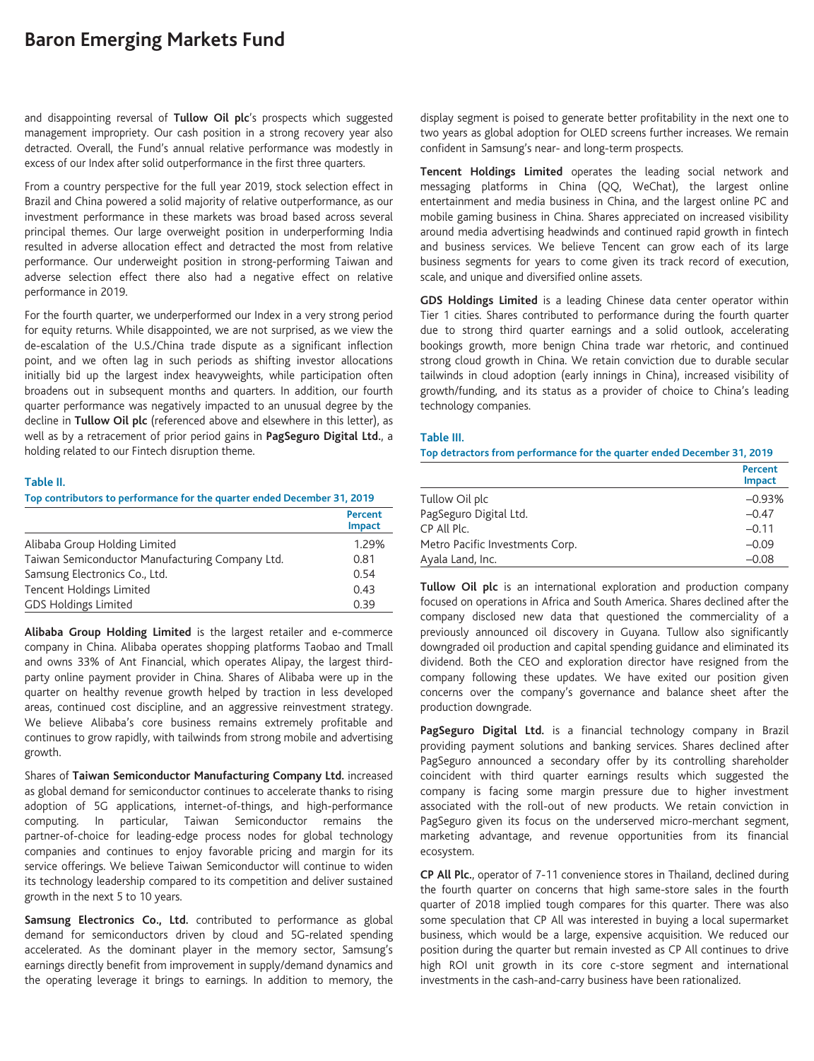and disappointing reversal of **Tullow Oil plc**'s prospects which suggested management impropriety. Our cash position in a strong recovery year also detracted. Overall, the Fund's annual relative performance was modestly in excess of our Index after solid outperformance in the first three quarters.

From a country perspective for the full year 2019, stock selection effect in Brazil and China powered a solid majority of relative outperformance, as our investment performance in these markets was broad based across several principal themes. Our large overweight position in underperforming India resulted in adverse allocation effect and detracted the most from relative performance. Our underweight position in strong-performing Taiwan and adverse selection effect there also had a negative effect on relative performance in 2019.

For the fourth quarter, we underperformed our Index in a very strong period for equity returns. While disappointed, we are not surprised, as we view the de-escalation of the U.S./China trade dispute as a significant inflection point, and we often lag in such periods as shifting investor allocations initially bid up the largest index heavyweights, while participation often broadens out in subsequent months and quarters. In addition, our fourth quarter performance was negatively impacted to an unusual degree by the decline in **Tullow Oil plc** (referenced above and elsewhere in this letter), as well as by a retracement of prior period gains in **PagSeguro Digital Ltd.**, a holding related to our Fintech disruption theme.

**Table II.**

**Top contributors to performance for the quarter ended December 31, 2019**

| | Percent Impact |
|---|---|
| Alibaba Group Holding Limited | 1.29% |
| Taiwan Semiconductor Manufacturing Company Ltd. | 0.81 |
| Samsung Electronics Co., Ltd. | 0.54 |
| Tencent Holdings Limited | 0.43 |
| GDS Holdings Limited | 0.39 |

**Alibaba Group Holding Limited** is the largest retailer and e-commerce company in China. Alibaba operates shopping platforms Taobao and Tmall and owns 33% of Ant Financial, which operates Alipay, the largest third-party online payment provider in China. Shares of Alibaba were up in the quarter on healthy revenue growth helped by traction in less developed areas, continued cost discipline, and an aggressive reinvestment strategy. We believe Alibaba's core business remains extremely profitable and continues to grow rapidly, with tailwinds from strong mobile and advertising growth.

Shares of **Taiwan Semiconductor Manufacturing Company Ltd.** increased as global demand for semiconductor continues to accelerate thanks to rising adoption of 5G applications, internet-of-things, and high-performance computing. In particular, Taiwan Semiconductor remains the partner-of-choice for leading-edge process nodes for global technology companies and continues to enjoy favorable pricing and margin for its service offerings. We believe Taiwan Semiconductor will continue to widen its technology leadership compared to its competition and deliver sustained growth in the next 5 to 10 years.

**Samsung Electronics Co., Ltd.** contributed to performance as global demand for semiconductors driven by cloud and 5G-related spending accelerated. As the dominant player in the memory sector, Samsung's earnings directly benefit from improvement in supply/demand dynamics and the operating leverage it brings to earnings. In addition to memory, the display segment is poised to generate better profitability in the next one to two years as global adoption for OLED screens further increases. We remain confident in Samsung's near- and long-term prospects.

**Tencent Holdings Limited** operates the leading social network and messaging platforms in China (QQ, WeChat), the largest online entertainment and media business in China, and the largest online PC and mobile gaming business in China. Shares appreciated on increased visibility around media advertising headwinds and continued rapid growth in fintech and business services. We believe Tencent can grow each of its large business segments for years to come given its track record of execution, scale, and unique and diversified online assets.

**GDS Holdings Limited** is a leading Chinese data center operator within Tier 1 cities. Shares contributed to performance during the fourth quarter due to strong third quarter earnings and a solid outlook, accelerating bookings growth, more benign China trade war rhetoric, and continued strong cloud growth in China. We retain conviction due to durable secular tailwinds in cloud adoption (early innings in China), increased visibility of growth/funding, and its status as a provider of choice to China's leading technology companies.

**Table III.**

**Top detractors from performance for the quarter ended December 31, 2019**

| | Percent Impact |
|---|---|
| Tullow Oil plc | –0.93% |
| PagSeguro Digital Ltd. | –0.47 |
| CP All Plc. | –0.11 |
| Metro Pacific Investments Corp. | –0.09 |
| Ayala Land, Inc. | –0.08 |

**Tullow Oil plc** is an international exploration and production company focused on operations in Africa and South America. Shares declined after the company disclosed new data that questioned the commerciality of a previously announced oil discovery in Guyana. Tullow also significantly downgraded oil production and capital spending guidance and eliminated its dividend. Both the CEO and exploration director have resigned from the company following these updates. We have exited our position given concerns over the company's governance and balance sheet after the production downgrade.

**PagSeguro Digital Ltd.** is a financial technology company in Brazil providing payment solutions and banking services. Shares declined after PagSeguro announced a secondary offer by its controlling shareholder coincident with third quarter earnings results which suggested the company is facing some margin pressure due to higher investment associated with the roll-out of new products. We retain conviction in PagSeguro given its focus on the underserved micro-merchant segment, marketing advantage, and revenue opportunities from its financial ecosystem.

**CP All Plc.**, operator of 7-11 convenience stores in Thailand, declined during the fourth quarter on concerns that high same-store sales in the fourth quarter of 2018 implied tough compares for this quarter. There was also some speculation that CP All was interested in buying a local supermarket business, which would be a large, expensive acquisition. We reduced our position during the quarter but remain invested as CP All continues to drive high ROI unit growth in its core c-store segment and international investments in the cash-and-carry business have been rationalized.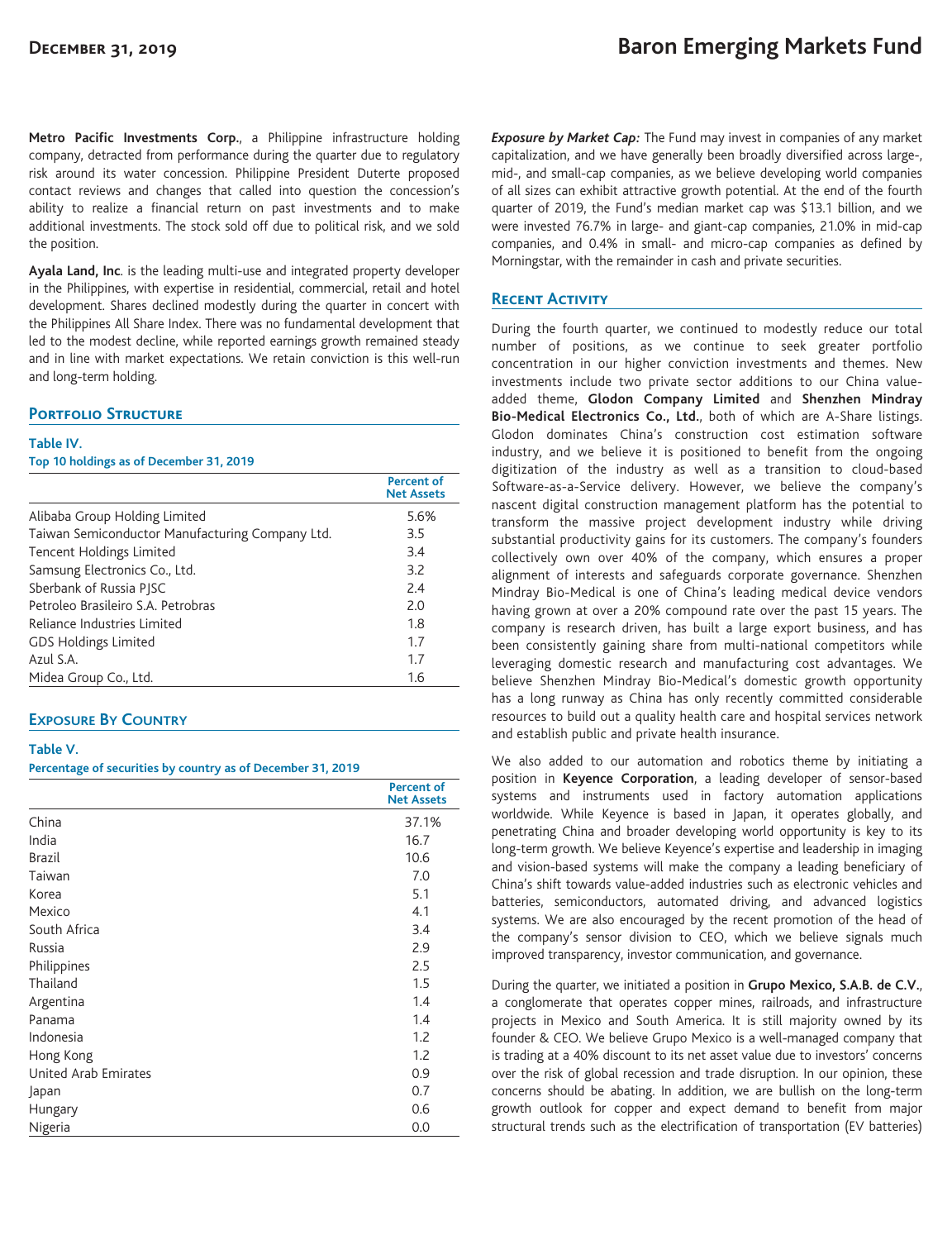**Metro Pacific Investments Corp.**, a Philippine infrastructure holding company, detracted from performance during the quarter due to regulatory risk around its water concession. Philippine President Duterte proposed contact reviews and changes that called into question the concession's ability to realize a financial return on past investments and to make additional investments. The stock sold off due to political risk, and we sold the position.

**Ayala Land, Inc**. is the leading multi-use and integrated property developer in the Philippines, with expertise in residential, commercial, retail and hotel development. Shares declined modestly during the quarter in concert with the Philippines All Share Index. There was no fundamental development that led to the modest decline, while reported earnings growth remained steady and in line with market expectations. We retain conviction is this well-run and long-term holding.

## Portfolio Structure

**Table IV.**
**Top 10 holdings as of December 31, 2019**

| | Percent of Net Assets |
|---|---|
| Alibaba Group Holding Limited | 5.6% |
| Taiwan Semiconductor Manufacturing Company Ltd. | 3.5 |
| Tencent Holdings Limited | 3.4 |
| Samsung Electronics Co., Ltd. | 3.2 |
| Sberbank of Russia PJSC | 2.4 |
| Petroleo Brasileiro S.A. Petrobras | 2.0 |
| Reliance Industries Limited | 1.8 |
| GDS Holdings Limited | 1.7 |
| Azul S.A. | 1.7 |
| Midea Group Co., Ltd. | 1.6 |

## Exposure By Country

**Table V.**
**Percentage of securities by country as of December 31, 2019**

| | Percent of Net Assets |
|---|---|
| China | 37.1% |
| India | 16.7 |
| Brazil | 10.6 |
| Taiwan | 7.0 |
| Korea | 5.1 |
| Mexico | 4.1 |
| South Africa | 3.4 |
| Russia | 2.9 |
| Philippines | 2.5 |
| Thailand | 1.5 |
| Argentina | 1.4 |
| Panama | 1.4 |
| Indonesia | 1.2 |
| Hong Kong | 1.2 |
| United Arab Emirates | 0.9 |
| Japan | 0.7 |
| Hungary | 0.6 |
| Nigeria | 0.0 |

***Exposure by Market Cap:*** The Fund may invest in companies of any market capitalization, and we have generally been broadly diversified across large-, mid-, and small-cap companies, as we believe developing world companies of all sizes can exhibit attractive growth potential. At the end of the fourth quarter of 2019, the Fund's median market cap was $13.1 billion, and we were invested 76.7% in large- and giant-cap companies, 21.0% in mid-cap companies, and 0.4% in small- and micro-cap companies as defined by Morningstar, with the remainder in cash and private securities.

## Recent Activity

During the fourth quarter, we continued to modestly reduce our total number of positions, as we continue to seek greater portfolio concentration in our higher conviction investments and themes. New investments include two private sector additions to our China value-added theme, **Glodon Company Limited** and **Shenzhen Mindray Bio-Medical Electronics Co., Ltd.**, both of which are A-Share listings. Glodon dominates China's construction cost estimation software industry, and we believe it is positioned to benefit from the ongoing digitization of the industry as well as a transition to cloud-based Software-as-a-Service delivery. However, we believe the company's nascent digital construction management platform has the potential to transform the massive project development industry while driving substantial productivity gains for its customers. The company's founders collectively own over 40% of the company, which ensures a proper alignment of interests and safeguards corporate governance. Shenzhen Mindray Bio-Medical is one of China's leading medical device vendors having grown at over a 20% compound rate over the past 15 years. The company is research driven, has built a large export business, and has been consistently gaining share from multi-national competitors while leveraging domestic research and manufacturing cost advantages. We believe Shenzhen Mindray Bio-Medical's domestic growth opportunity has a long runway as China has only recently committed considerable resources to build out a quality health care and hospital services network and establish public and private health insurance.

We also added to our automation and robotics theme by initiating a position in **Keyence Corporation**, a leading developer of sensor-based systems and instruments used in factory automation applications worldwide. While Keyence is based in Japan, it operates globally, and penetrating China and broader developing world opportunity is key to its long-term growth. We believe Keyence's expertise and leadership in imaging and vision-based systems will make the company a leading beneficiary of China's shift towards value-added industries such as electronic vehicles and batteries, semiconductors, automated driving, and advanced logistics systems. We are also encouraged by the recent promotion of the head of the company's sensor division to CEO, which we believe signals much improved transparency, investor communication, and governance.

During the quarter, we initiated a position in **Grupo Mexico, S.A.B. de C.V.**, a conglomerate that operates copper mines, railroads, and infrastructure projects in Mexico and South America. It is still majority owned by its founder & CEO. We believe Grupo Mexico is a well-managed company that is trading at a 40% discount to its net asset value due to investors' concerns over the risk of global recession and trade disruption. In our opinion, these concerns should be abating. In addition, we are bullish on the long-term growth outlook for copper and expect demand to benefit from major structural trends such as the electrification of transportation (EV batteries)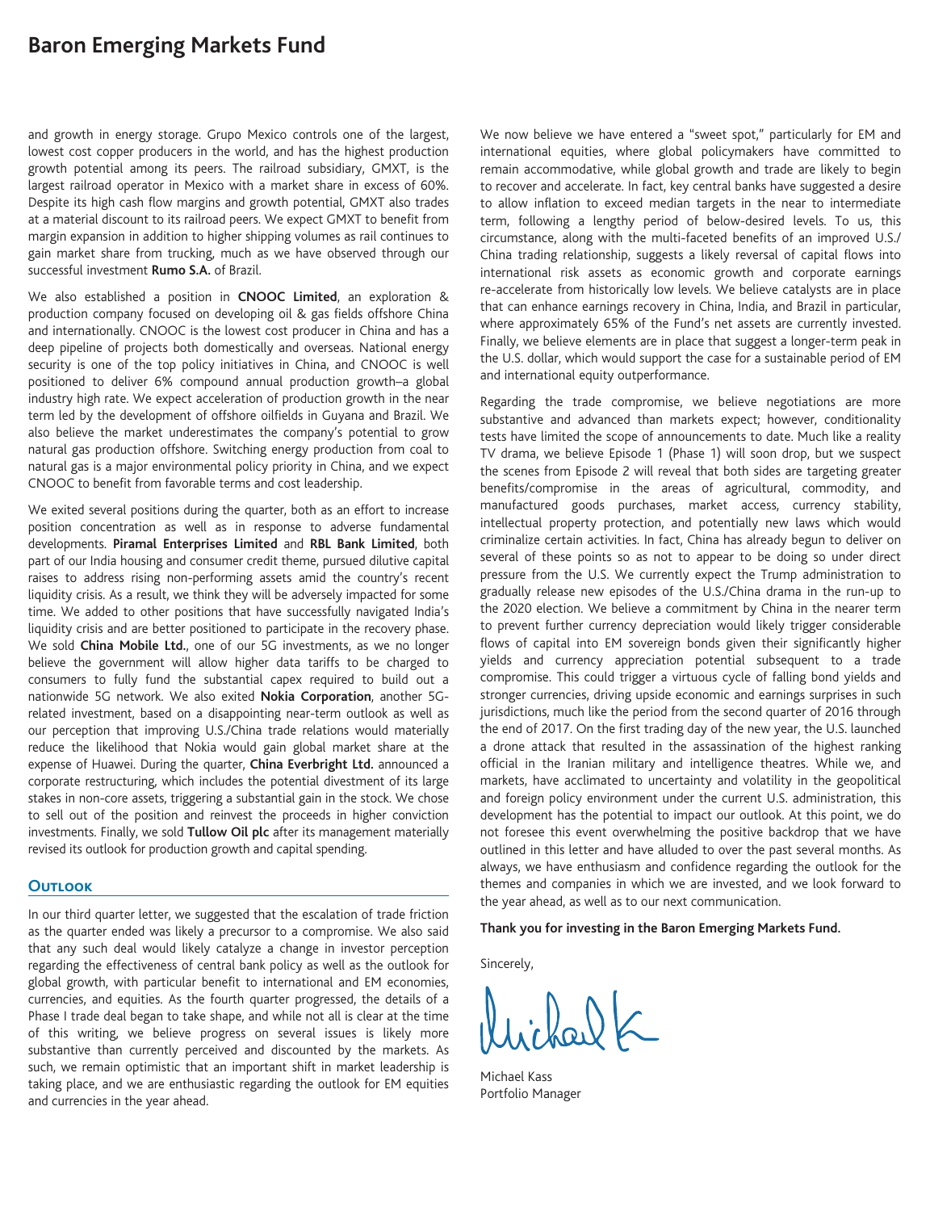and growth in energy storage. Grupo Mexico controls one of the largest, lowest cost copper producers in the world, and has the highest production growth potential among its peers. The railroad subsidiary, GMXT, is the largest railroad operator in Mexico with a market share in excess of 60%. Despite its high cash flow margins and growth potential, GMXT also trades at a material discount to its railroad peers. We expect GMXT to benefit from margin expansion in addition to higher shipping volumes as rail continues to gain market share from trucking, much as we have observed through our successful investment **Rumo S.A.** of Brazil.

We also established a position in **CNOOC Limited**, an exploration & production company focused on developing oil & gas fields offshore China and internationally. CNOOC is the lowest cost producer in China and has a deep pipeline of projects both domestically and overseas. National energy security is one of the top policy initiatives in China, and CNOOC is well positioned to deliver 6% compound annual production growth–a global industry high rate. We expect acceleration of production growth in the near term led by the development of offshore oilfields in Guyana and Brazil. We also believe the market underestimates the company's potential to grow natural gas production offshore. Switching energy production from coal to natural gas is a major environmental policy priority in China, and we expect CNOOC to benefit from favorable terms and cost leadership.

We exited several positions during the quarter, both as an effort to increase position concentration as well as in response to adverse fundamental developments. **Piramal Enterprises Limited** and **RBL Bank Limited**, both part of our India housing and consumer credit theme, pursued dilutive capital raises to address rising non-performing assets amid the country's recent liquidity crisis. As a result, we think they will be adversely impacted for some time. We added to other positions that have successfully navigated India's liquidity crisis and are better positioned to participate in the recovery phase. We sold **China Mobile Ltd.**, one of our 5G investments, as we no longer believe the government will allow higher data tariffs to be charged to consumers to fully fund the substantial capex required to build out a nationwide 5G network. We also exited **Nokia Corporation**, another 5G-related investment, based on a disappointing near-term outlook as well as our perception that improving U.S./China trade relations would materially reduce the likelihood that Nokia would gain global market share at the expense of Huawei. During the quarter, **China Everbright Ltd.** announced a corporate restructuring, which includes the potential divestment of its large stakes in non-core assets, triggering a substantial gain in the stock. We chose to sell out of the position and reinvest the proceeds in higher conviction investments. Finally, we sold **Tullow Oil plc** after its management materially revised its outlook for production growth and capital spending.

## Outlook

In our third quarter letter, we suggested that the escalation of trade friction as the quarter ended was likely a precursor to a compromise. We also said that any such deal would likely catalyze a change in investor perception regarding the effectiveness of central bank policy as well as the outlook for global growth, with particular benefit to international and EM economies, currencies, and equities. As the fourth quarter progressed, the details of a Phase I trade deal began to take shape, and while not all is clear at the time of this writing, we believe progress on several issues is likely more substantive than currently perceived and discounted by the markets. As such, we remain optimistic that an important shift in market leadership is taking place, and we are enthusiastic regarding the outlook for EM equities and currencies in the year ahead.

We now believe we have entered a "sweet spot," particularly for EM and international equities, where global policymakers have committed to remain accommodative, while global growth and trade are likely to begin to recover and accelerate. In fact, key central banks have suggested a desire to allow inflation to exceed median targets in the near to intermediate term, following a lengthy period of below-desired levels. To us, this circumstance, along with the multi-faceted benefits of an improved U.S./ China trading relationship, suggests a likely reversal of capital flows into international risk assets as economic growth and corporate earnings re-accelerate from historically low levels. We believe catalysts are in place that can enhance earnings recovery in China, India, and Brazil in particular, where approximately 65% of the Fund's net assets are currently invested. Finally, we believe elements are in place that suggest a longer-term peak in the U.S. dollar, which would support the case for a sustainable period of EM and international equity outperformance.

Regarding the trade compromise, we believe negotiations are more substantive and advanced than markets expect; however, conditionality tests have limited the scope of announcements to date. Much like a reality TV drama, we believe Episode 1 (Phase 1) will soon drop, but we suspect the scenes from Episode 2 will reveal that both sides are targeting greater benefits/compromise in the areas of agricultural, commodity, and manufactured goods purchases, market access, currency stability, intellectual property protection, and potentially new laws which would criminalize certain activities. In fact, China has already begun to deliver on several of these points so as not to appear to be doing so under direct pressure from the U.S. We currently expect the Trump administration to gradually release new episodes of the U.S./China drama in the run-up to the 2020 election. We believe a commitment by China in the nearer term to prevent further currency depreciation would likely trigger considerable flows of capital into EM sovereign bonds given their significantly higher yields and currency appreciation potential subsequent to a trade compromise. This could trigger a virtuous cycle of falling bond yields and stronger currencies, driving upside economic and earnings surprises in such jurisdictions, much like the period from the second quarter of 2016 through the end of 2017. On the first trading day of the new year, the U.S. launched a drone attack that resulted in the assassination of the highest ranking official in the Iranian military and intelligence theatres. While we, and markets, have acclimated to uncertainty and volatility in the geopolitical and foreign policy environment under the current U.S. administration, this development has the potential to impact our outlook. At this point, we do not foresee this event overwhelming the positive backdrop that we have outlined in this letter and have alluded to over the past several months. As always, we have enthusiasm and confidence regarding the outlook for the themes and companies in which we are invested, and we look forward to the year ahead, as well as to our next communication.

**Thank you for investing in the Baron Emerging Markets Fund.**

Sincerely,

Michael Kass
Portfolio Manager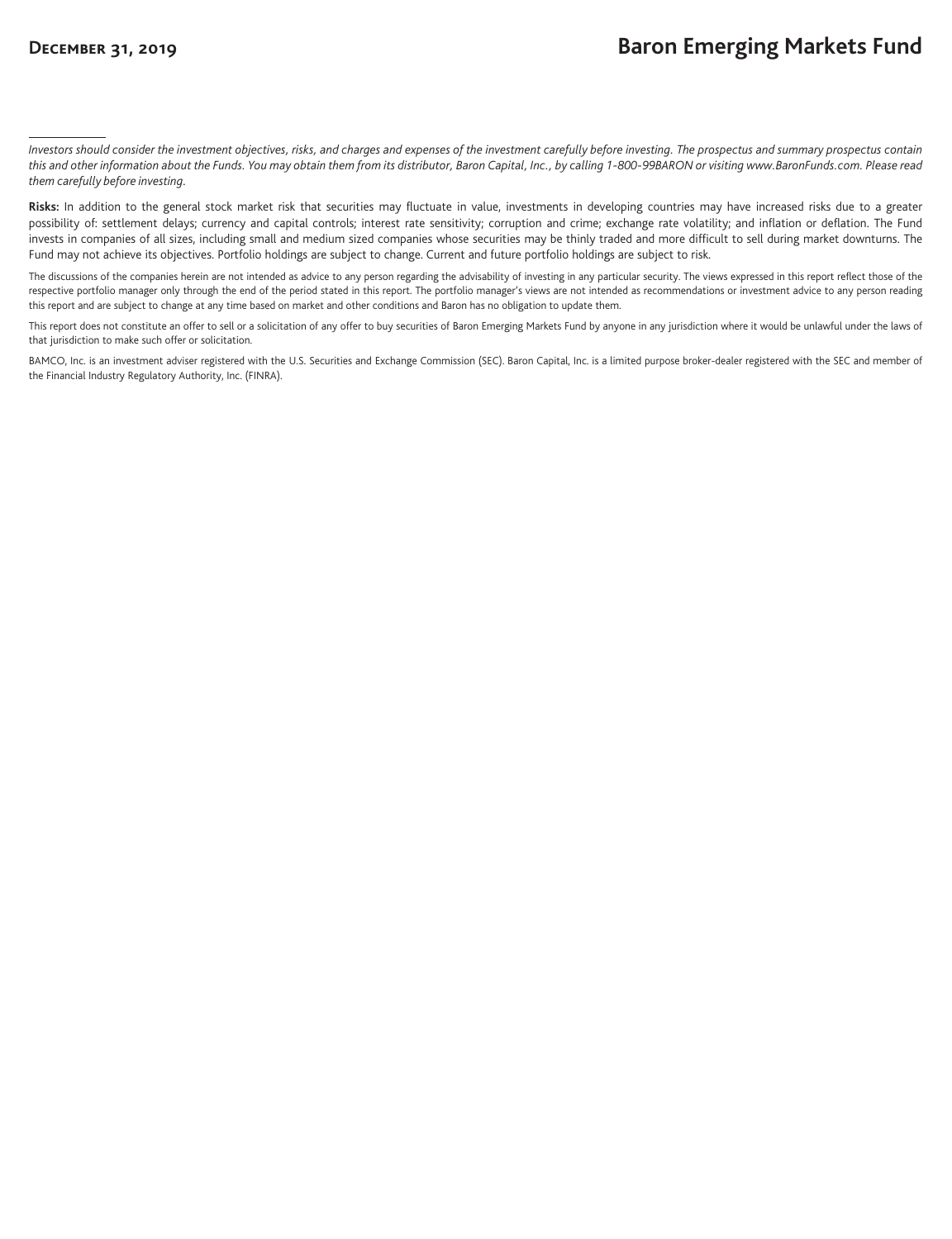*Investors should consider the investment objectives, risks, and charges and expenses of the investment carefully before investing. The prospectus and summary prospectus contain this and other information about the Funds. You may obtain them from its distributor, Baron Capital, Inc., by calling 1-800-99BARON or visiting www.BaronFunds.com. Please read them carefully before investing.*

**Risks:** In addition to the general stock market risk that securities may fluctuate in value, investments in developing countries may have increased risks due to a greater possibility of: settlement delays; currency and capital controls; interest rate sensitivity; corruption and crime; exchange rate volatility; and inflation or deflation. The Fund invests in companies of all sizes, including small and medium sized companies whose securities may be thinly traded and more difficult to sell during market downturns. The Fund may not achieve its objectives. Portfolio holdings are subject to change. Current and future portfolio holdings are subject to risk.

The discussions of the companies herein are not intended as advice to any person regarding the advisability of investing in any particular security. The views expressed in this report reflect those of the respective portfolio manager only through the end of the period stated in this report. The portfolio manager's views are not intended as recommendations or investment advice to any person reading this report and are subject to change at any time based on market and other conditions and Baron has no obligation to update them.

This report does not constitute an offer to sell or a solicitation of any offer to buy securities of Baron Emerging Markets Fund by anyone in any jurisdiction where it would be unlawful under the laws of that jurisdiction to make such offer or solicitation.

BAMCO, Inc. is an investment adviser registered with the U.S. Securities and Exchange Commission (SEC). Baron Capital, Inc. is a limited purpose broker-dealer registered with the SEC and member of the Financial Industry Regulatory Authority, Inc. (FINRA).